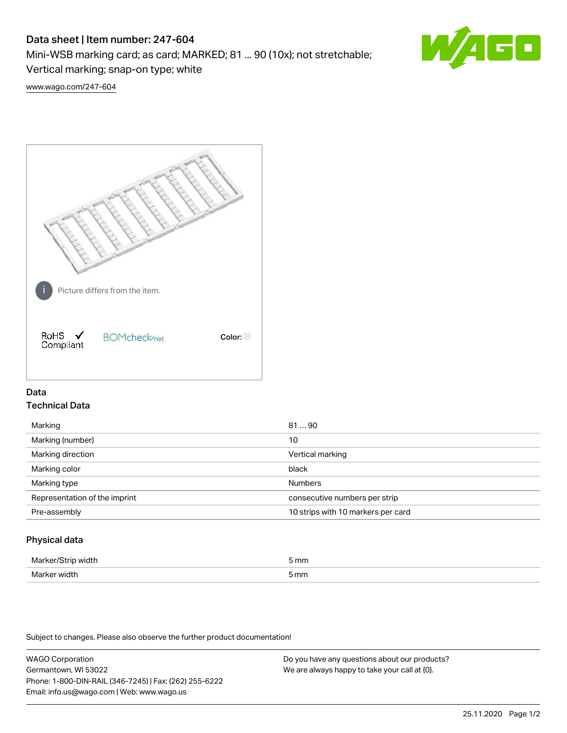# Data sheet | Item number: 247-604

Mini-WSB marking card; as card; MARKED; 81 ... 90 (10x); not stretchable; Vertical marking; snap-on type; white

www.wago.com/247-604

Picture differs from the item.

RoHS ✓ Compliant BOMcheck.net Color:

## Data

### Technical Data

| | |
|---|---|
| Marking | 81 ... 90 |
| Marking (number) | 10 |
| Marking direction | Vertical marking |
| Marking color | black |
| Marking type | Numbers |
| Representation of the imprint | consecutive numbers per strip |
| Pre-assembly | 10 strips with 10 markers per card |

### Physical data

| | |
|---|---|
| Marker/Strip width | 5 mm |
| Marker width | 5 mm |

Subject to changes. Please also observe the further product documentation!

WAGO Corporation
Germantown, WI 53022
Phone: 1-800-DIN-RAIL (346-7245) | Fax: (262) 255-6222
Email: info.us@wago.com | Web: www.wago.us

Do you have any questions about our products?
We are always happy to take your call at {0}.

25.11.2020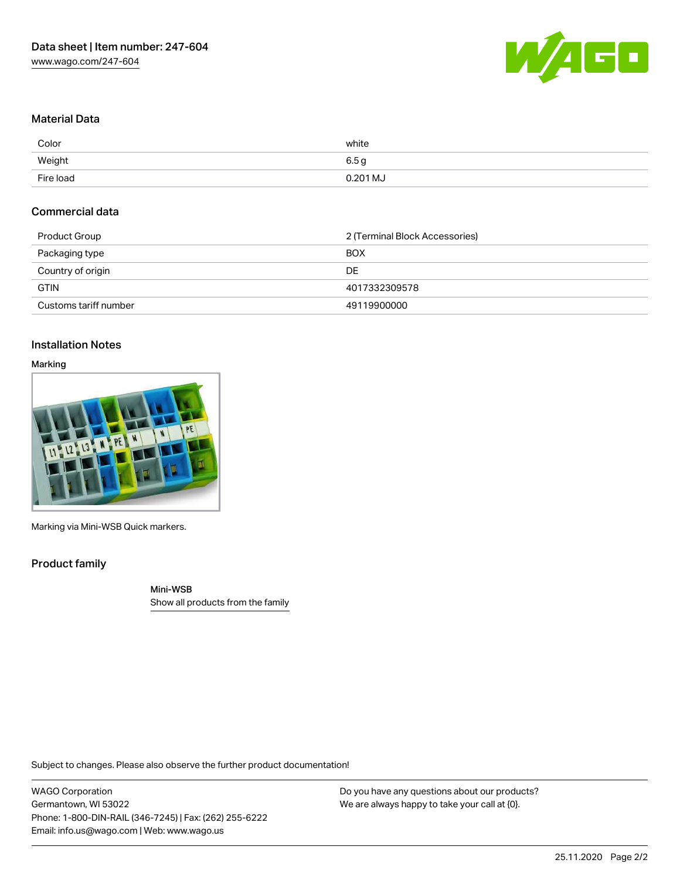## Material Data

| | |
|---|---|
| Color | white |
| Weight | 6.5 g |
| Fire load | 0.201 MJ |

## Commercial data

| | |
|---|---|
| Product Group | 2 (Terminal Block Accessories) |
| Packaging type | BOX |
| Country of origin | DE |
| GTIN | 4017332309578 |
| Customs tariff number | 49119900000 |

## Installation Notes

### Marking

Marking via Mini-WSB Quick markers.

## Product family

Mini-WSB
Show all products from the family

Subject to changes. Please also observe the further product documentation!

WAGO Corporation
Germantown, WI 53022
Phone: 1-800-DIN-RAIL (346-7245) | Fax: (262) 255-6222
Email: info.us@wago.com | Web: www.wago.us

Do you have any questions about our products?
We are always happy to take your call at {0}.

25.11.2020